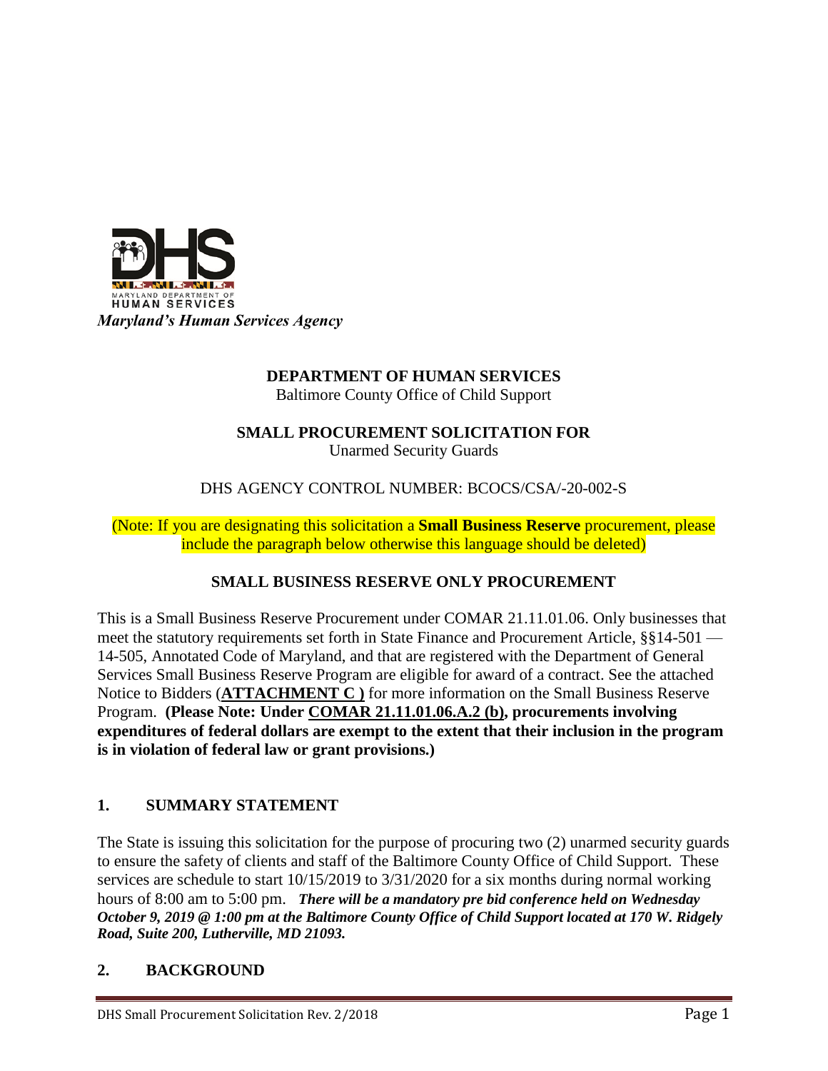*Maryland's Human Services Agency*

**DEPARTMENT OF HUMAN SERVICES**

Baltimore County Office of Child Support

**SMALL PROCUREMENT SOLICITATION FOR**

Unarmed Security Guards

DHS AGENCY CONTROL NUMBER: BCOCS/CSA/-20-002-S

(Note: If you are designating this solicitation a **Small Business Reserve** procurement, please include the paragraph below otherwise this language should be deleted)

**SMALL BUSINESS RESERVE ONLY PROCUREMENT**

This is a Small Business Reserve Procurement under COMAR 21.11.01.06. Only businesses that meet the statutory requirements set forth in State Finance and Procurement Article, §§14-501 — 14-505, Annotated Code of Maryland, and that are registered with the Department of General Services Small Business Reserve Program are eligible for award of a contract. See the attached Notice to Bidders (**ATTACHMENT C )** for more information on the Small Business Reserve Program. **(Please Note: Under COMAR 21.11.01.06.A.2 (b), procurements involving expenditures of federal dollars are exempt to the extent that their inclusion in the program is in violation of federal law or grant provisions.)**

## 1. SUMMARY STATEMENT

The State is issuing this solicitation for the purpose of procuring two (2) unarmed security guards to ensure the safety of clients and staff of the Baltimore County Office of Child Support. These services are schedule to start 10/15/2019 to 3/31/2020 for a six months during normal working hours of 8:00 am to 5:00 pm. ***There will be a mandatory pre bid conference held on Wednesday October 9, 2019 @ 1:00 pm at the Baltimore County Office of Child Support located at 170 W. Ridgely Road, Suite 200, Lutherville, MD 21093.***

## 2. BACKGROUND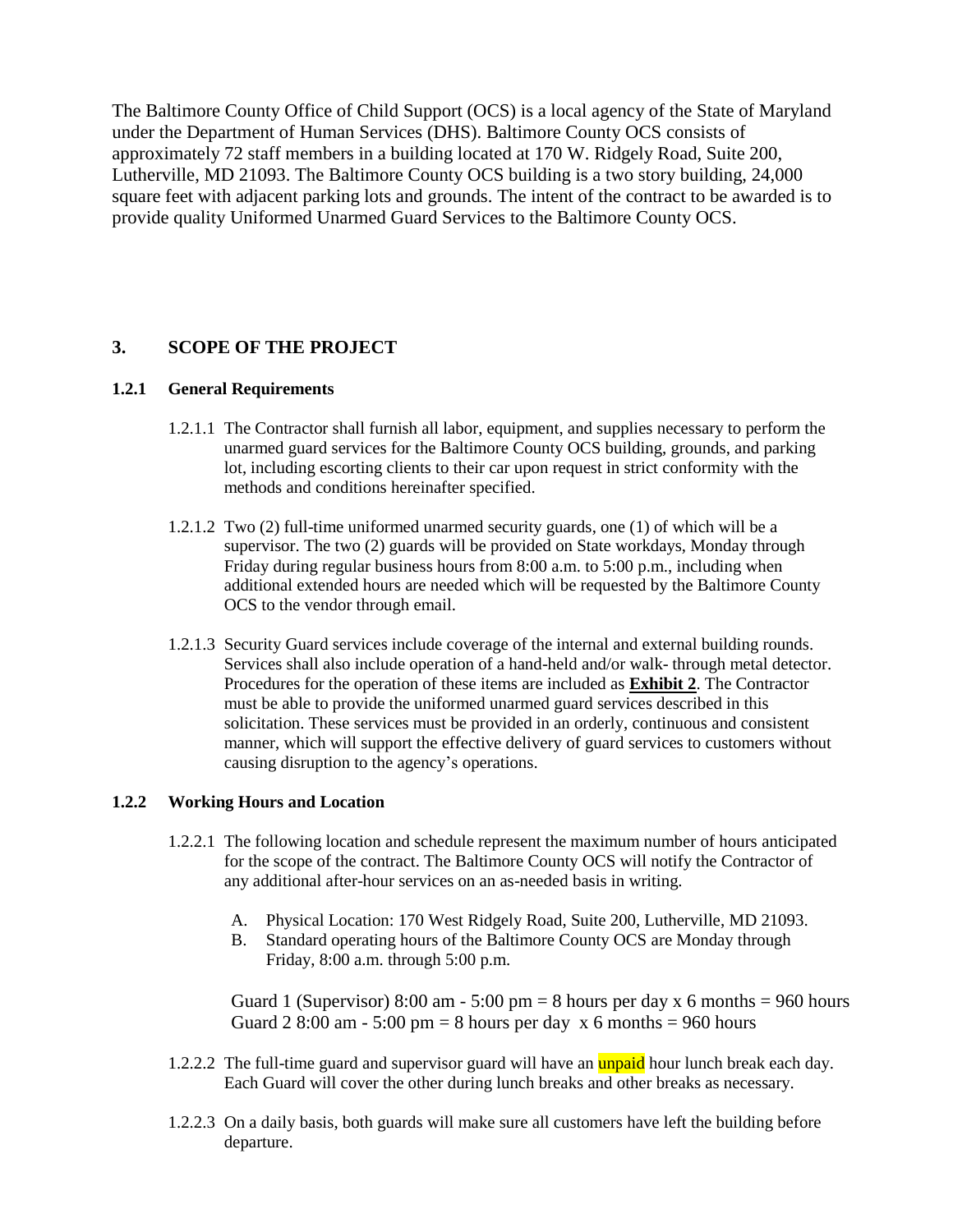The Baltimore County Office of Child Support (OCS) is a local agency of the State of Maryland under the Department of Human Services (DHS). Baltimore County OCS consists of approximately 72 staff members in a building located at 170 W. Ridgely Road, Suite 200, Lutherville, MD 21093. The Baltimore County OCS building is a two story building, 24,000 square feet with adjacent parking lots and grounds. The intent of the contract to be awarded is to provide quality Uniformed Unarmed Guard Services to the Baltimore County OCS.

## 3. SCOPE OF THE PROJECT

### 1.2.1 General Requirements

1.2.1.1 The Contractor shall furnish all labor, equipment, and supplies necessary to perform the unarmed guard services for the Baltimore County OCS building, grounds, and parking lot, including escorting clients to their car upon request in strict conformity with the methods and conditions hereinafter specified.

1.2.1.2 Two (2) full-time uniformed unarmed security guards, one (1) of which will be a supervisor. The two (2) guards will be provided on State workdays, Monday through Friday during regular business hours from 8:00 a.m. to 5:00 p.m., including when additional extended hours are needed which will be requested by the Baltimore County OCS to the vendor through email.

1.2.1.3 Security Guard services include coverage of the internal and external building rounds. Services shall also include operation of a hand-held and/or walk- through metal detector. Procedures for the operation of these items are included as **Exhibit 2**. The Contractor must be able to provide the uniformed unarmed guard services described in this solicitation. These services must be provided in an orderly, continuous and consistent manner, which will support the effective delivery of guard services to customers without causing disruption to the agency's operations.

### 1.2.2 Working Hours and Location

1.2.2.1 The following location and schedule represent the maximum number of hours anticipated for the scope of the contract. The Baltimore County OCS will notify the Contractor of any additional after-hour services on an as-needed basis in writing.

A. Physical Location: 170 West Ridgely Road, Suite 200, Lutherville, MD 21093.
B. Standard operating hours of the Baltimore County OCS are Monday through Friday, 8:00 a.m. through 5:00 p.m.

Guard 1 (Supervisor) 8:00 am - 5:00 pm = 8 hours per day x 6 months = 960 hours
Guard 2 8:00 am - 5:00 pm = 8 hours per day x 6 months = 960 hours

1.2.2.2 The full-time guard and supervisor guard will have an unpaid hour lunch break each day. Each Guard will cover the other during lunch breaks and other breaks as necessary.

1.2.2.3 On a daily basis, both guards will make sure all customers have left the building before departure.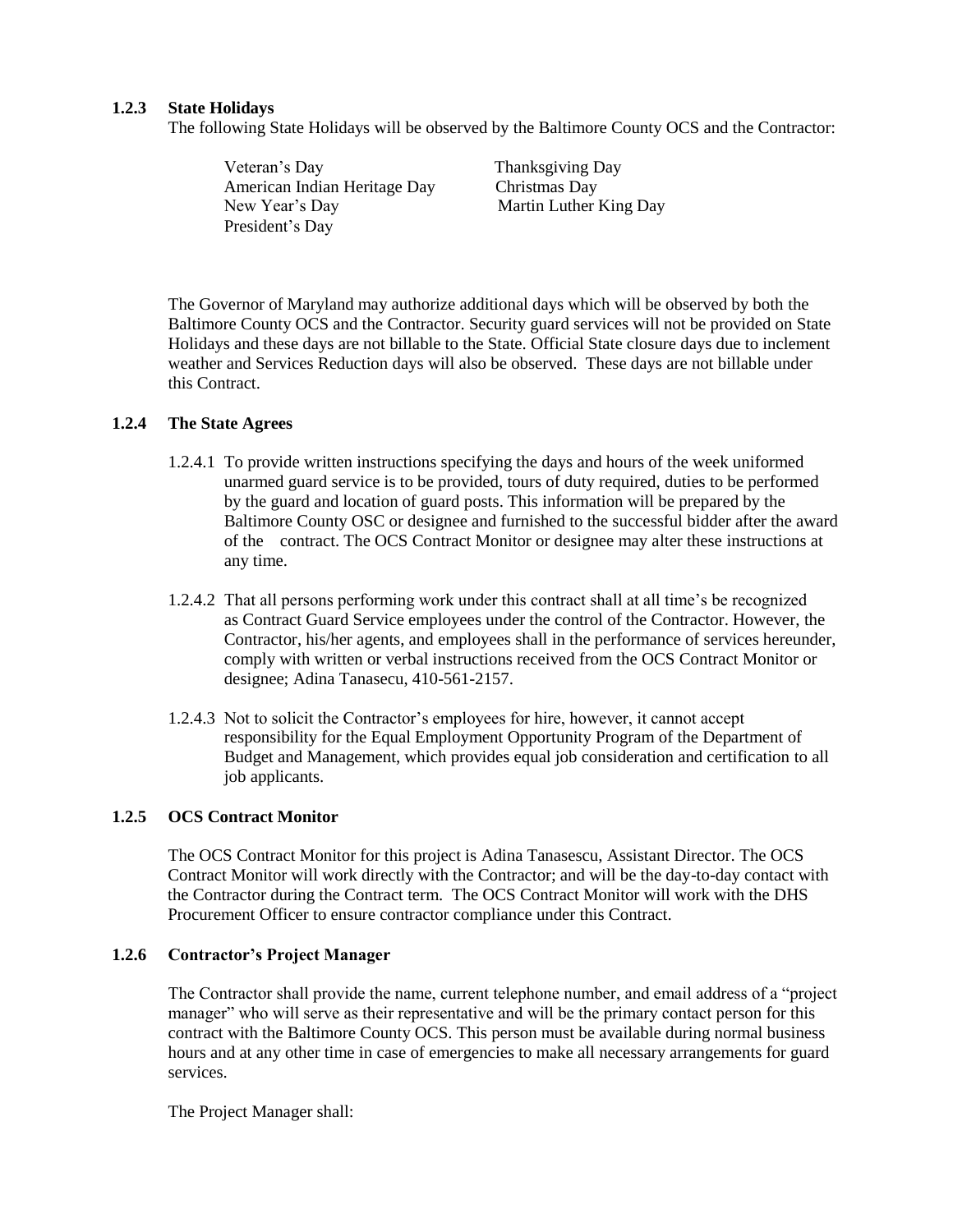### 1.2.3 State Holidays

The following State Holidays will be observed by the Baltimore County OCS and the Contractor:

| | |
|---|---|
| Veteran's Day | Thanksgiving Day |
| American Indian Heritage Day | Christmas Day |
| New Year's Day | Martin Luther King Day |
| President's Day | |

The Governor of Maryland may authorize additional days which will be observed by both the Baltimore County OCS and the Contractor. Security guard services will not be provided on State Holidays and these days are not billable to the State. Official State closure days due to inclement weather and Services Reduction days will also be observed. These days are not billable under this Contract.

### 1.2.4 The State Agrees

1.2.4.1 To provide written instructions specifying the days and hours of the week uniformed unarmed guard service is to be provided, tours of duty required, duties to be performed by the guard and location of guard posts. This information will be prepared by the Baltimore County OSC or designee and furnished to the successful bidder after the award of the contract. The OCS Contract Monitor or designee may alter these instructions at any time.

1.2.4.2 That all persons performing work under this contract shall at all time's be recognized as Contract Guard Service employees under the control of the Contractor. However, the Contractor, his/her agents, and employees shall in the performance of services hereunder, comply with written or verbal instructions received from the OCS Contract Monitor or designee; Adina Tanasecu, 410-561-2157.

1.2.4.3 Not to solicit the Contractor's employees for hire, however, it cannot accept responsibility for the Equal Employment Opportunity Program of the Department of Budget and Management, which provides equal job consideration and certification to all job applicants.

### 1.2.5 OCS Contract Monitor

The OCS Contract Monitor for this project is Adina Tanasescu, Assistant Director. The OCS Contract Monitor will work directly with the Contractor; and will be the day-to-day contact with the Contractor during the Contract term. The OCS Contract Monitor will work with the DHS Procurement Officer to ensure contractor compliance under this Contract.

### 1.2.6 Contractor's Project Manager

The Contractor shall provide the name, current telephone number, and email address of a "project manager" who will serve as their representative and will be the primary contact person for this contract with the Baltimore County OCS. This person must be available during normal business hours and at any other time in case of emergencies to make all necessary arrangements for guard services.

The Project Manager shall: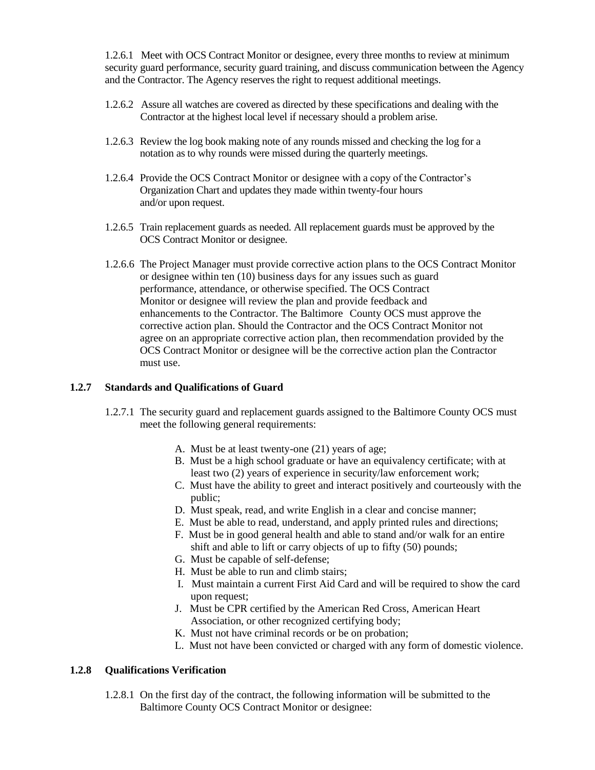1.2.6.1 Meet with OCS Contract Monitor or designee, every three months to review at minimum security guard performance, security guard training, and discuss communication between the Agency and the Contractor. The Agency reserves the right to request additional meetings.

1.2.6.2 Assure all watches are covered as directed by these specifications and dealing with the Contractor at the highest local level if necessary should a problem arise.

1.2.6.3 Review the log book making note of any rounds missed and checking the log for a notation as to why rounds were missed during the quarterly meetings.

1.2.6.4 Provide the OCS Contract Monitor or designee with a copy of the Contractor's Organization Chart and updates they made within twenty-four hours and/or upon request.

1.2.6.5 Train replacement guards as needed. All replacement guards must be approved by the OCS Contract Monitor or designee.

1.2.6.6 The Project Manager must provide corrective action plans to the OCS Contract Monitor or designee within ten (10) business days for any issues such as guard performance, attendance, or otherwise specified. The OCS Contract Monitor or designee will review the plan and provide feedback and enhancements to the Contractor. The Baltimore County OCS must approve the corrective action plan. Should the Contractor and the OCS Contract Monitor not agree on an appropriate corrective action plan, then recommendation provided by the OCS Contract Monitor or designee will be the corrective action plan the Contractor must use.

### 1.2.7 Standards and Qualifications of Guard

1.2.7.1 The security guard and replacement guards assigned to the Baltimore County OCS must meet the following general requirements:

A. Must be at least twenty-one (21) years of age;
B. Must be a high school graduate or have an equivalency certificate; with at least two (2) years of experience in security/law enforcement work;
C. Must have the ability to greet and interact positively and courteously with the public;
D. Must speak, read, and write English in a clear and concise manner;
E. Must be able to read, understand, and apply printed rules and directions;
F. Must be in good general health and able to stand and/or walk for an entire shift and able to lift or carry objects of up to fifty (50) pounds;
G. Must be capable of self-defense;
H. Must be able to run and climb stairs;
I. Must maintain a current First Aid Card and will be required to show the card upon request;
J. Must be CPR certified by the American Red Cross, American Heart Association, or other recognized certifying body;
K. Must not have criminal records or be on probation;
L. Must not have been convicted or charged with any form of domestic violence.

### 1.2.8 Qualifications Verification

1.2.8.1 On the first day of the contract, the following information will be submitted to the Baltimore County OCS Contract Monitor or designee: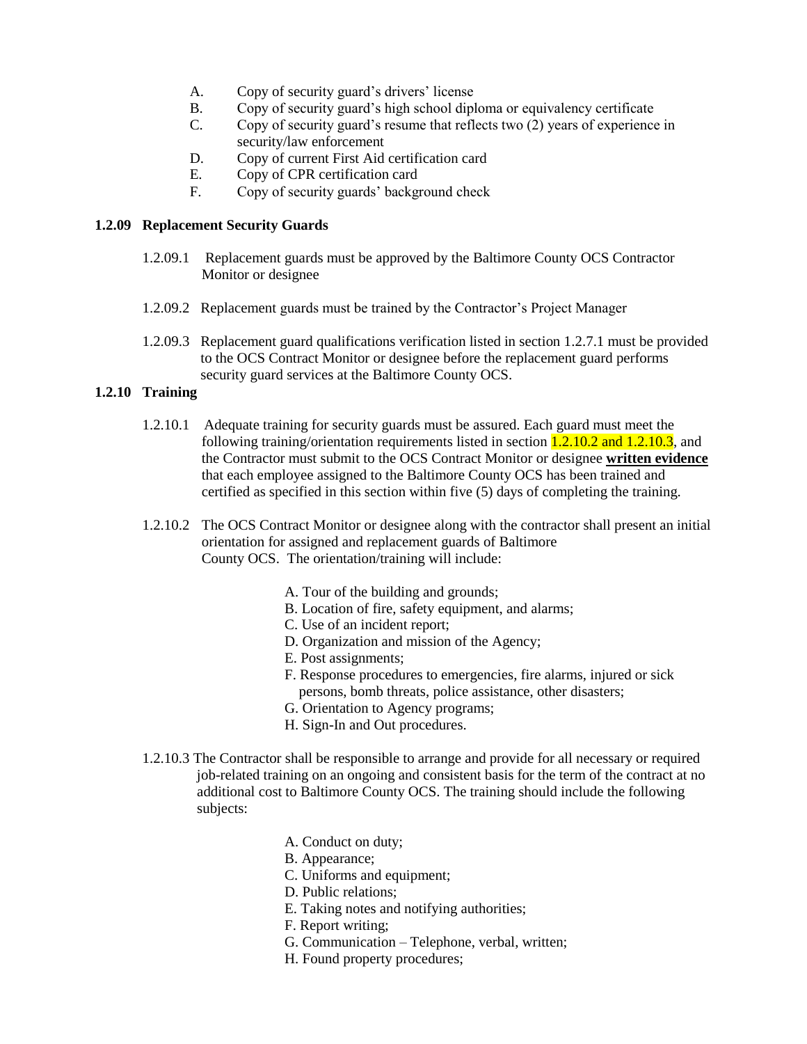A. Copy of security guard's drivers' license
B. Copy of security guard's high school diploma or equivalency certificate
C. Copy of security guard's resume that reflects two (2) years of experience in security/law enforcement
D. Copy of current First Aid certification card
E. Copy of CPR certification card
F. Copy of security guards' background check

### 1.2.09 Replacement Security Guards

1.2.09.1 Replacement guards must be approved by the Baltimore County OCS Contractor Monitor or designee

1.2.09.2 Replacement guards must be trained by the Contractor's Project Manager

1.2.09.3 Replacement guard qualifications verification listed in section 1.2.7.1 must be provided to the OCS Contract Monitor or designee before the replacement guard performs security guard services at the Baltimore County OCS.

### 1.2.10 Training

1.2.10.1 Adequate training for security guards must be assured. Each guard must meet the following training/orientation requirements listed in section 1.2.10.2 and 1.2.10.3, and the Contractor must submit to the OCS Contract Monitor or designee **written evidence** that each employee assigned to the Baltimore County OCS has been trained and certified as specified in this section within five (5) days of completing the training.

1.2.10.2 The OCS Contract Monitor or designee along with the contractor shall present an initial orientation for assigned and replacement guards of Baltimore County OCS. The orientation/training will include:

A. Tour of the building and grounds;
B. Location of fire, safety equipment, and alarms;
C. Use of an incident report;
D. Organization and mission of the Agency;
E. Post assignments;
F. Response procedures to emergencies, fire alarms, injured or sick persons, bomb threats, police assistance, other disasters;
G. Orientation to Agency programs;
H. Sign-In and Out procedures.

1.2.10.3 The Contractor shall be responsible to arrange and provide for all necessary or required job-related training on an ongoing and consistent basis for the term of the contract at no additional cost to Baltimore County OCS. The training should include the following subjects:

A. Conduct on duty;
B. Appearance;
C. Uniforms and equipment;
D. Public relations;
E. Taking notes and notifying authorities;
F. Report writing;
G. Communication – Telephone, verbal, written;
H. Found property procedures;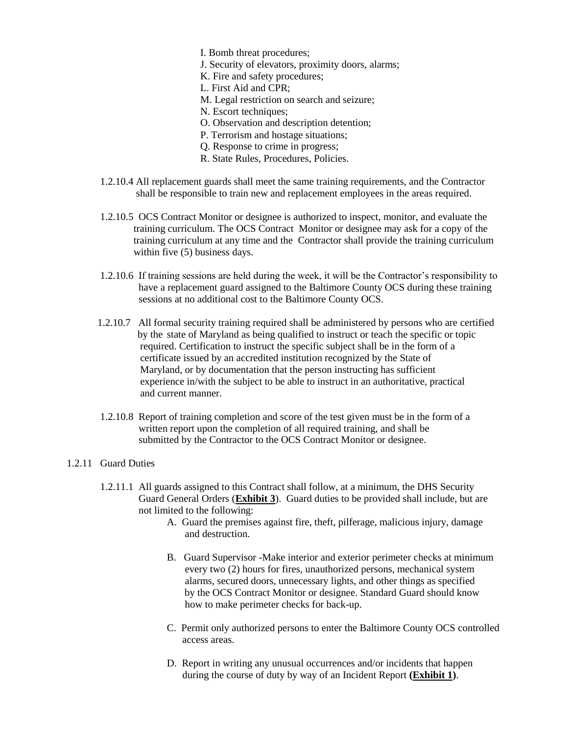I. Bomb threat procedures;
J. Security of elevators, proximity doors, alarms;
K. Fire and safety procedures;
L. First Aid and CPR;
M. Legal restriction on search and seizure;
N. Escort techniques;
O. Observation and description detention;
P. Terrorism and hostage situations;
Q. Response to crime in progress;
R. State Rules, Procedures, Policies.

1.2.10.4 All replacement guards shall meet the same training requirements, and the Contractor shall be responsible to train new and replacement employees in the areas required.

1.2.10.5 OCS Contract Monitor or designee is authorized to inspect, monitor, and evaluate the training curriculum. The OCS Contract Monitor or designee may ask for a copy of the training curriculum at any time and the Contractor shall provide the training curriculum within five (5) business days.

1.2.10.6 If training sessions are held during the week, it will be the Contractor's responsibility to have a replacement guard assigned to the Baltimore County OCS during these training sessions at no additional cost to the Baltimore County OCS.

1.2.10.7 All formal security training required shall be administered by persons who are certified by the state of Maryland as being qualified to instruct or teach the specific or topic required. Certification to instruct the specific subject shall be in the form of a certificate issued by an accredited institution recognized by the State of Maryland, or by documentation that the person instructing has sufficient experience in/with the subject to be able to instruct in an authoritative, practical and current manner.

1.2.10.8 Report of training completion and score of the test given must be in the form of a written report upon the completion of all required training, and shall be submitted by the Contractor to the OCS Contract Monitor or designee.

1.2.11 Guard Duties

1.2.11.1 All guards assigned to this Contract shall follow, at a minimum, the DHS Security Guard General Orders (**Exhibit 3**). Guard duties to be provided shall include, but are not limited to the following:

A. Guard the premises against fire, theft, pilferage, malicious injury, damage and destruction.

B. Guard Supervisor -Make interior and exterior perimeter checks at minimum every two (2) hours for fires, unauthorized persons, mechanical system alarms, secured doors, unnecessary lights, and other things as specified by the OCS Contract Monitor or designee. Standard Guard should know how to make perimeter checks for back-up.

C. Permit only authorized persons to enter the Baltimore County OCS controlled access areas.

D. Report in writing any unusual occurrences and/or incidents that happen during the course of duty by way of an Incident Report **(Exhibit 1)**.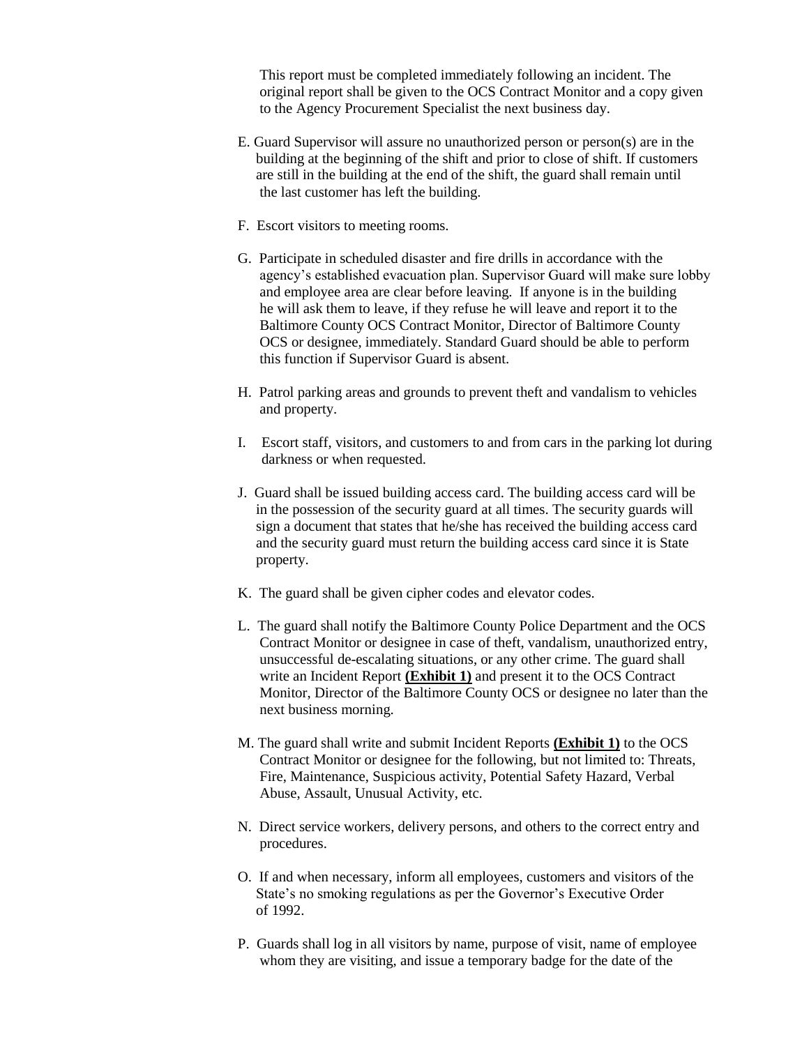This report must be completed immediately following an incident. The original report shall be given to the OCS Contract Monitor and a copy given to the Agency Procurement Specialist the next business day.

E. Guard Supervisor will assure no unauthorized person or person(s) are in the building at the beginning of the shift and prior to close of shift. If customers are still in the building at the end of the shift, the guard shall remain until the last customer has left the building.

F. Escort visitors to meeting rooms.

G. Participate in scheduled disaster and fire drills in accordance with the agency's established evacuation plan. Supervisor Guard will make sure lobby and employee area are clear before leaving. If anyone is in the building he will ask them to leave, if they refuse he will leave and report it to the Baltimore County OCS Contract Monitor, Director of Baltimore County OCS or designee, immediately. Standard Guard should be able to perform this function if Supervisor Guard is absent.

H. Patrol parking areas and grounds to prevent theft and vandalism to vehicles and property.

I. Escort staff, visitors, and customers to and from cars in the parking lot during darkness or when requested.

J. Guard shall be issued building access card. The building access card will be in the possession of the security guard at all times. The security guards will sign a document that states that he/she has received the building access card and the security guard must return the building access card since it is State property.

K. The guard shall be given cipher codes and elevator codes.

L. The guard shall notify the Baltimore County Police Department and the OCS Contract Monitor or designee in case of theft, vandalism, unauthorized entry, unsuccessful de-escalating situations, or any other crime. The guard shall write an Incident Report **(Exhibit 1)** and present it to the OCS Contract Monitor, Director of the Baltimore County OCS or designee no later than the next business morning.

M. The guard shall write and submit Incident Reports **(Exhibit 1)** to the OCS Contract Monitor or designee for the following, but not limited to: Threats, Fire, Maintenance, Suspicious activity, Potential Safety Hazard, Verbal Abuse, Assault, Unusual Activity, etc.

N. Direct service workers, delivery persons, and others to the correct entry and procedures.

O. If and when necessary, inform all employees, customers and visitors of the State's no smoking regulations as per the Governor's Executive Order of 1992.

P. Guards shall log in all visitors by name, purpose of visit, name of employee whom they are visiting, and issue a temporary badge for the date of the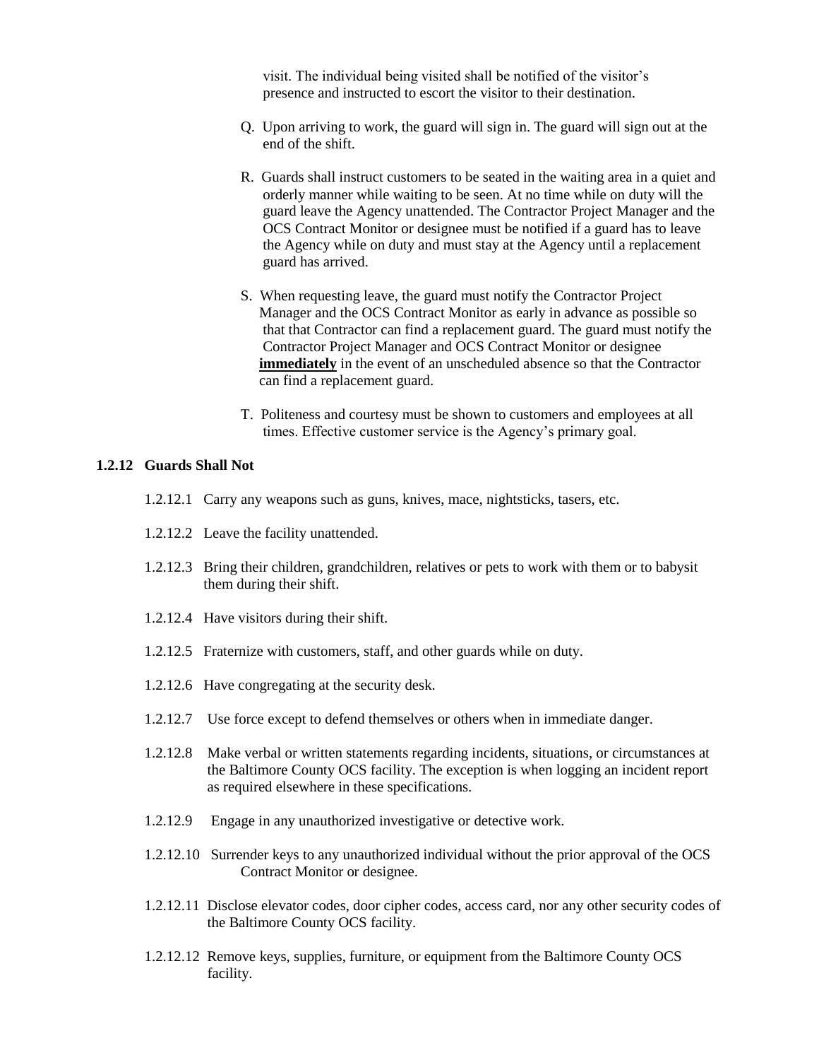visit. The individual being visited shall be notified of the visitor's presence and instructed to escort the visitor to their destination.

Q. Upon arriving to work, the guard will sign in. The guard will sign out at the end of the shift.

R. Guards shall instruct customers to be seated in the waiting area in a quiet and orderly manner while waiting to be seen. At no time while on duty will the guard leave the Agency unattended. The Contractor Project Manager and the OCS Contract Monitor or designee must be notified if a guard has to leave the Agency while on duty and must stay at the Agency until a replacement guard has arrived.

S. When requesting leave, the guard must notify the Contractor Project Manager and the OCS Contract Monitor as early in advance as possible so that that Contractor can find a replacement guard. The guard must notify the Contractor Project Manager and OCS Contract Monitor or designee **<u>immediately</u>** in the event of an unscheduled absence so that the Contractor can find a replacement guard.

T. Politeness and courtesy must be shown to customers and employees at all times. Effective customer service is the Agency's primary goal.

### 1.2.12 Guards Shall Not

1.2.12.1 Carry any weapons such as guns, knives, mace, nightsticks, tasers, etc.

1.2.12.2 Leave the facility unattended.

1.2.12.3 Bring their children, grandchildren, relatives or pets to work with them or to babysit them during their shift.

1.2.12.4 Have visitors during their shift.

1.2.12.5 Fraternize with customers, staff, and other guards while on duty.

1.2.12.6 Have congregating at the security desk.

1.2.12.7 Use force except to defend themselves or others when in immediate danger.

1.2.12.8 Make verbal or written statements regarding incidents, situations, or circumstances at the Baltimore County OCS facility. The exception is when logging an incident report as required elsewhere in these specifications.

1.2.12.9 Engage in any unauthorized investigative or detective work.

1.2.12.10 Surrender keys to any unauthorized individual without the prior approval of the OCS Contract Monitor or designee.

1.2.12.11 Disclose elevator codes, door cipher codes, access card, nor any other security codes of the Baltimore County OCS facility.

1.2.12.12 Remove keys, supplies, furniture, or equipment from the Baltimore County OCS facility.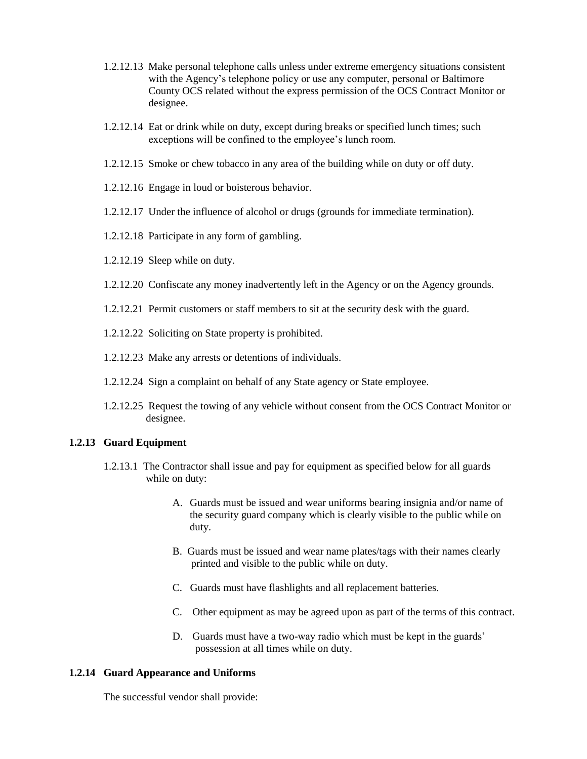1.2.12.13 Make personal telephone calls unless under extreme emergency situations consistent with the Agency's telephone policy or use any computer, personal or Baltimore County OCS related without the express permission of the OCS Contract Monitor or designee.

1.2.12.14 Eat or drink while on duty, except during breaks or specified lunch times; such exceptions will be confined to the employee's lunch room.

1.2.12.15 Smoke or chew tobacco in any area of the building while on duty or off duty.

1.2.12.16 Engage in loud or boisterous behavior.

1.2.12.17 Under the influence of alcohol or drugs (grounds for immediate termination).

1.2.12.18 Participate in any form of gambling.

1.2.12.19 Sleep while on duty.

1.2.12.20 Confiscate any money inadvertently left in the Agency or on the Agency grounds.

1.2.12.21 Permit customers or staff members to sit at the security desk with the guard.

1.2.12.22 Soliciting on State property is prohibited.

1.2.12.23 Make any arrests or detentions of individuals.

1.2.12.24 Sign a complaint on behalf of any State agency or State employee.

1.2.12.25 Request the towing of any vehicle without consent from the OCS Contract Monitor or designee.

### 1.2.13 Guard Equipment

1.2.13.1 The Contractor shall issue and pay for equipment as specified below for all guards while on duty:

A. Guards must be issued and wear uniforms bearing insignia and/or name of the security guard company which is clearly visible to the public while on duty.

B. Guards must be issued and wear name plates/tags with their names clearly printed and visible to the public while on duty.

C. Guards must have flashlights and all replacement batteries.

C. Other equipment as may be agreed upon as part of the terms of this contract.

D. Guards must have a two-way radio which must be kept in the guards' possession at all times while on duty.

### 1.2.14 Guard Appearance and Uniforms

The successful vendor shall provide: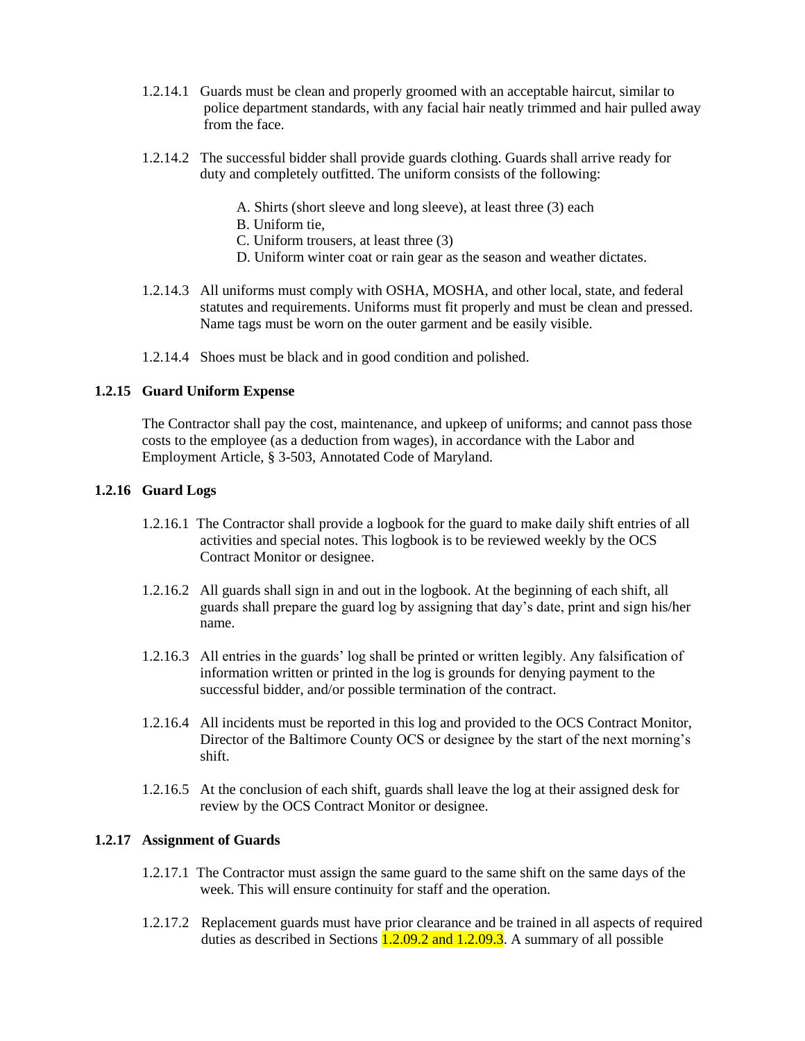1.2.14.1 Guards must be clean and properly groomed with an acceptable haircut, similar to police department standards, with any facial hair neatly trimmed and hair pulled away from the face.

1.2.14.2 The successful bidder shall provide guards clothing. Guards shall arrive ready for duty and completely outfitted. The uniform consists of the following:

A. Shirts (short sleeve and long sleeve), at least three (3) each
B. Uniform tie,
C. Uniform trousers, at least three (3)
D. Uniform winter coat or rain gear as the season and weather dictates.

1.2.14.3 All uniforms must comply with OSHA, MOSHA, and other local, state, and federal statutes and requirements. Uniforms must fit properly and must be clean and pressed. Name tags must be worn on the outer garment and be easily visible.

1.2.14.4 Shoes must be black and in good condition and polished.

### 1.2.15 Guard Uniform Expense

The Contractor shall pay the cost, maintenance, and upkeep of uniforms; and cannot pass those costs to the employee (as a deduction from wages), in accordance with the Labor and Employment Article, § 3-503, Annotated Code of Maryland.

### 1.2.16 Guard Logs

1.2.16.1 The Contractor shall provide a logbook for the guard to make daily shift entries of all activities and special notes. This logbook is to be reviewed weekly by the OCS Contract Monitor or designee.

1.2.16.2 All guards shall sign in and out in the logbook. At the beginning of each shift, all guards shall prepare the guard log by assigning that day's date, print and sign his/her name.

1.2.16.3 All entries in the guards' log shall be printed or written legibly. Any falsification of information written or printed in the log is grounds for denying payment to the successful bidder, and/or possible termination of the contract.

1.2.16.4 All incidents must be reported in this log and provided to the OCS Contract Monitor, Director of the Baltimore County OCS or designee by the start of the next morning's shift.

1.2.16.5 At the conclusion of each shift, guards shall leave the log at their assigned desk for review by the OCS Contract Monitor or designee.

### 1.2.17 Assignment of Guards

1.2.17.1 The Contractor must assign the same guard to the same shift on the same days of the week. This will ensure continuity for staff and the operation.

1.2.17.2 Replacement guards must have prior clearance and be trained in all aspects of required duties as described in Sections 1.2.09.2 and 1.2.09.3. A summary of all possible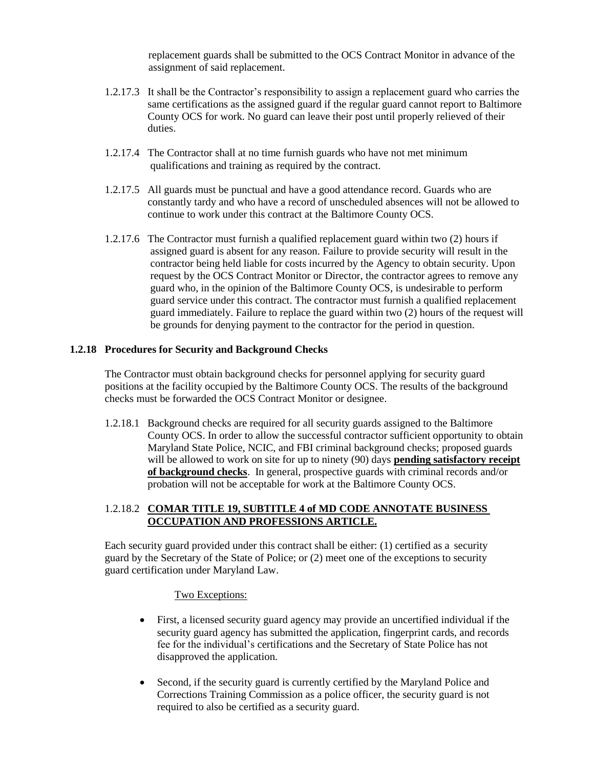replacement guards shall be submitted to the OCS Contract Monitor in advance of the assignment of said replacement.

1.2.17.3 It shall be the Contractor's responsibility to assign a replacement guard who carries the same certifications as the assigned guard if the regular guard cannot report to Baltimore County OCS for work. No guard can leave their post until properly relieved of their duties.

1.2.17.4 The Contractor shall at no time furnish guards who have not met minimum qualifications and training as required by the contract.

1.2.17.5 All guards must be punctual and have a good attendance record. Guards who are constantly tardy and who have a record of unscheduled absences will not be allowed to continue to work under this contract at the Baltimore County OCS.

1.2.17.6 The Contractor must furnish a qualified replacement guard within two (2) hours if assigned guard is absent for any reason. Failure to provide security will result in the contractor being held liable for costs incurred by the Agency to obtain security. Upon request by the OCS Contract Monitor or Director, the contractor agrees to remove any guard who, in the opinion of the Baltimore County OCS, is undesirable to perform guard service under this contract. The contractor must furnish a qualified replacement guard immediately. Failure to replace the guard within two (2) hours of the request will be grounds for denying payment to the contractor for the period in question.

**1.2.18 Procedures for Security and Background Checks**

The Contractor must obtain background checks for personnel applying for security guard positions at the facility occupied by the Baltimore County OCS. The results of the background checks must be forwarded the OCS Contract Monitor or designee.

1.2.18.1 Background checks are required for all security guards assigned to the Baltimore County OCS. In order to allow the successful contractor sufficient opportunity to obtain Maryland State Police, NCIC, and FBI criminal background checks; proposed guards will be allowed to work on site for up to ninety (90) days **pending satisfactory receipt of background checks**. In general, prospective guards with criminal records and/or probation will not be acceptable for work at the Baltimore County OCS.

1.2.18.2 **COMAR TITLE 19, SUBTITLE 4 of MD CODE ANNOTATE BUSINESS OCCUPATION AND PROFESSIONS ARTICLE.**

Each security guard provided under this contract shall be either: (1) certified as a security guard by the Secretary of the State of Police; or (2) meet one of the exceptions to security guard certification under Maryland Law.

Two Exceptions:

- First, a licensed security guard agency may provide an uncertified individual if the security guard agency has submitted the application, fingerprint cards, and records fee for the individual's certifications and the Secretary of State Police has not disapproved the application.
- Second, if the security guard is currently certified by the Maryland Police and Corrections Training Commission as a police officer, the security guard is not required to also be certified as a security guard.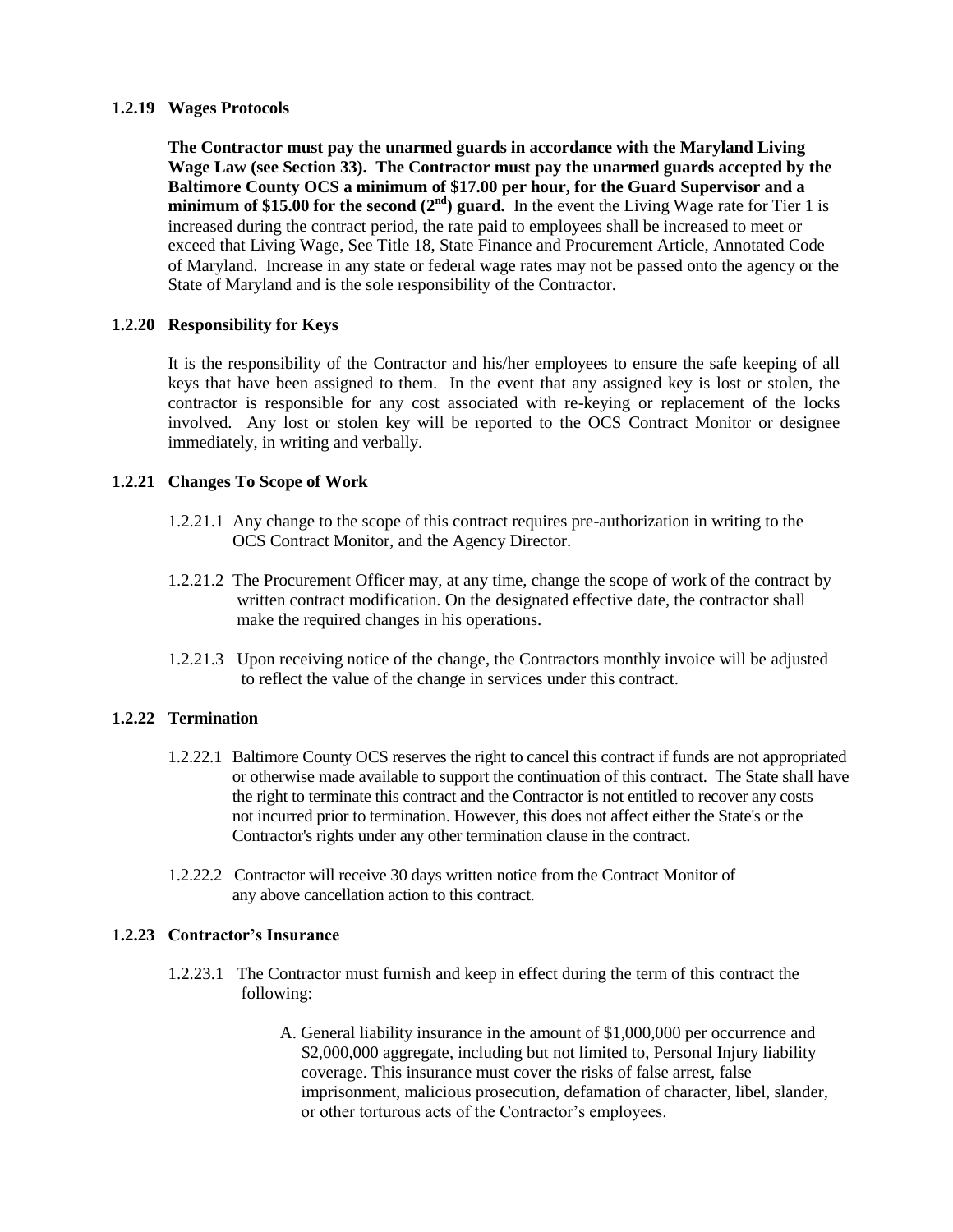### 1.2.19 Wages Protocols

**The Contractor must pay the unarmed guards in accordance with the Maryland Living Wage Law (see Section 33). The Contractor must pay the unarmed guards accepted by the Baltimore County OCS a minimum of $17.00 per hour, for the Guard Supervisor and a minimum of $15.00 for the second (2nd) guard.** In the event the Living Wage rate for Tier 1 is increased during the contract period, the rate paid to employees shall be increased to meet or exceed that Living Wage, See Title 18, State Finance and Procurement Article, Annotated Code of Maryland. Increase in any state or federal wage rates may not be passed onto the agency or the State of Maryland and is the sole responsibility of the Contractor.

### 1.2.20 Responsibility for Keys

It is the responsibility of the Contractor and his/her employees to ensure the safe keeping of all keys that have been assigned to them. In the event that any assigned key is lost or stolen, the contractor is responsible for any cost associated with re-keying or replacement of the locks involved. Any lost or stolen key will be reported to the OCS Contract Monitor or designee immediately, in writing and verbally.

### 1.2.21 Changes To Scope of Work

1.2.21.1 Any change to the scope of this contract requires pre-authorization in writing to the OCS Contract Monitor, and the Agency Director.

1.2.21.2 The Procurement Officer may, at any time, change the scope of work of the contract by written contract modification. On the designated effective date, the contractor shall make the required changes in his operations.

1.2.21.3 Upon receiving notice of the change, the Contractors monthly invoice will be adjusted to reflect the value of the change in services under this contract.

### 1.2.22 Termination

1.2.22.1 Baltimore County OCS reserves the right to cancel this contract if funds are not appropriated or otherwise made available to support the continuation of this contract. The State shall have the right to terminate this contract and the Contractor is not entitled to recover any costs not incurred prior to termination. However, this does not affect either the State's or the Contractor's rights under any other termination clause in the contract.

1.2.22.2 Contractor will receive 30 days written notice from the Contract Monitor of any above cancellation action to this contract.

### 1.2.23 Contractor's Insurance

1.2.23.1 The Contractor must furnish and keep in effect during the term of this contract the following:

A. General liability insurance in the amount of $1,000,000 per occurrence and $2,000,000 aggregate, including but not limited to, Personal Injury liability coverage. This insurance must cover the risks of false arrest, false imprisonment, malicious prosecution, defamation of character, libel, slander, or other torturous acts of the Contractor's employees.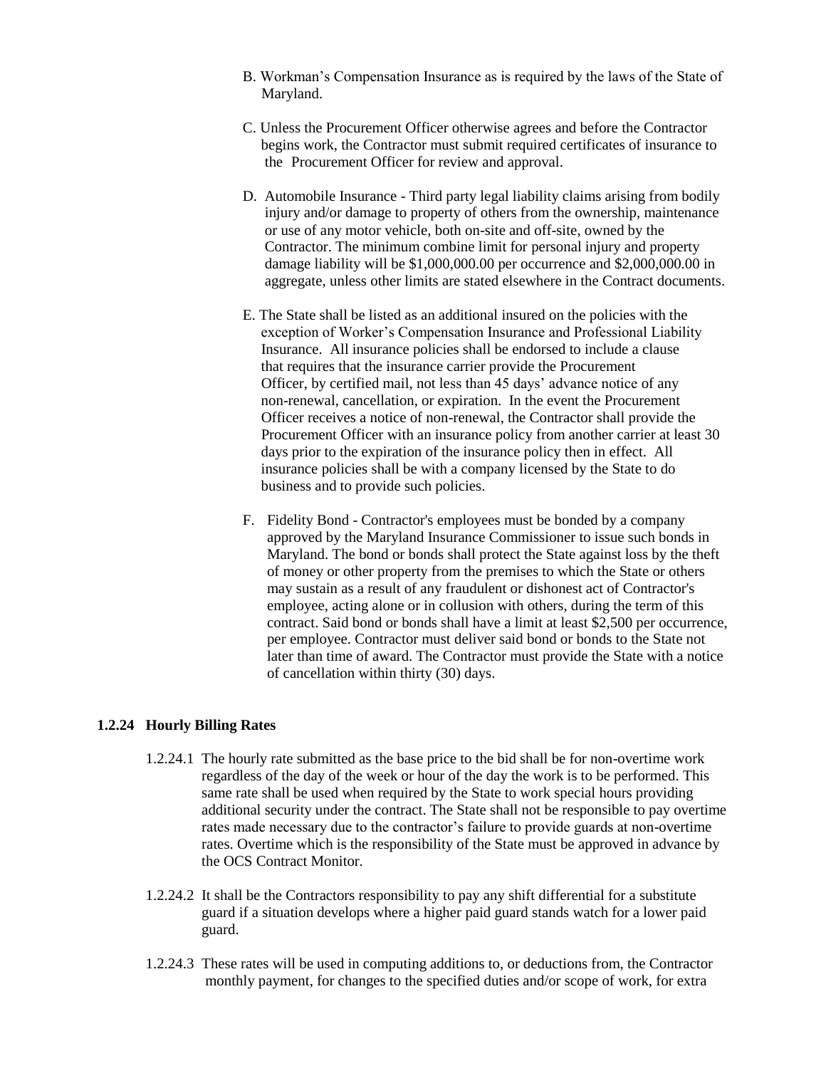B. Workman's Compensation Insurance as is required by the laws of the State of Maryland.

C. Unless the Procurement Officer otherwise agrees and before the Contractor begins work, the Contractor must submit required certificates of insurance to the Procurement Officer for review and approval.

D. Automobile Insurance - Third party legal liability claims arising from bodily injury and/or damage to property of others from the ownership, maintenance or use of any motor vehicle, both on-site and off-site, owned by the Contractor. The minimum combine limit for personal injury and property damage liability will be $1,000,000.00 per occurrence and $2,000,000.00 in aggregate, unless other limits are stated elsewhere in the Contract documents.

E. The State shall be listed as an additional insured on the policies with the exception of Worker's Compensation Insurance and Professional Liability Insurance. All insurance policies shall be endorsed to include a clause that requires that the insurance carrier provide the Procurement Officer, by certified mail, not less than 45 days' advance notice of any non-renewal, cancellation, or expiration. In the event the Procurement Officer receives a notice of non-renewal, the Contractor shall provide the Procurement Officer with an insurance policy from another carrier at least 30 days prior to the expiration of the insurance policy then in effect. All insurance policies shall be with a company licensed by the State to do business and to provide such policies.

F. Fidelity Bond - Contractor's employees must be bonded by a company approved by the Maryland Insurance Commissioner to issue such bonds in Maryland. The bond or bonds shall protect the State against loss by the theft of money or other property from the premises to which the State or others may sustain as a result of any fraudulent or dishonest act of Contractor's employee, acting alone or in collusion with others, during the term of this contract. Said bond or bonds shall have a limit at least $2,500 per occurrence, per employee. Contractor must deliver said bond or bonds to the State not later than time of award. The Contractor must provide the State with a notice of cancellation within thirty (30) days.

### 1.2.24 Hourly Billing Rates

1.2.24.1 The hourly rate submitted as the base price to the bid shall be for non-overtime work regardless of the day of the week or hour of the day the work is to be performed. This same rate shall be used when required by the State to work special hours providing additional security under the contract. The State shall not be responsible to pay overtime rates made necessary due to the contractor's failure to provide guards at non-overtime rates. Overtime which is the responsibility of the State must be approved in advance by the OCS Contract Monitor.

1.2.24.2 It shall be the Contractors responsibility to pay any shift differential for a substitute guard if a situation develops where a higher paid guard stands watch for a lower paid guard.

1.2.24.3 These rates will be used in computing additions to, or deductions from, the Contractor monthly payment, for changes to the specified duties and/or scope of work, for extra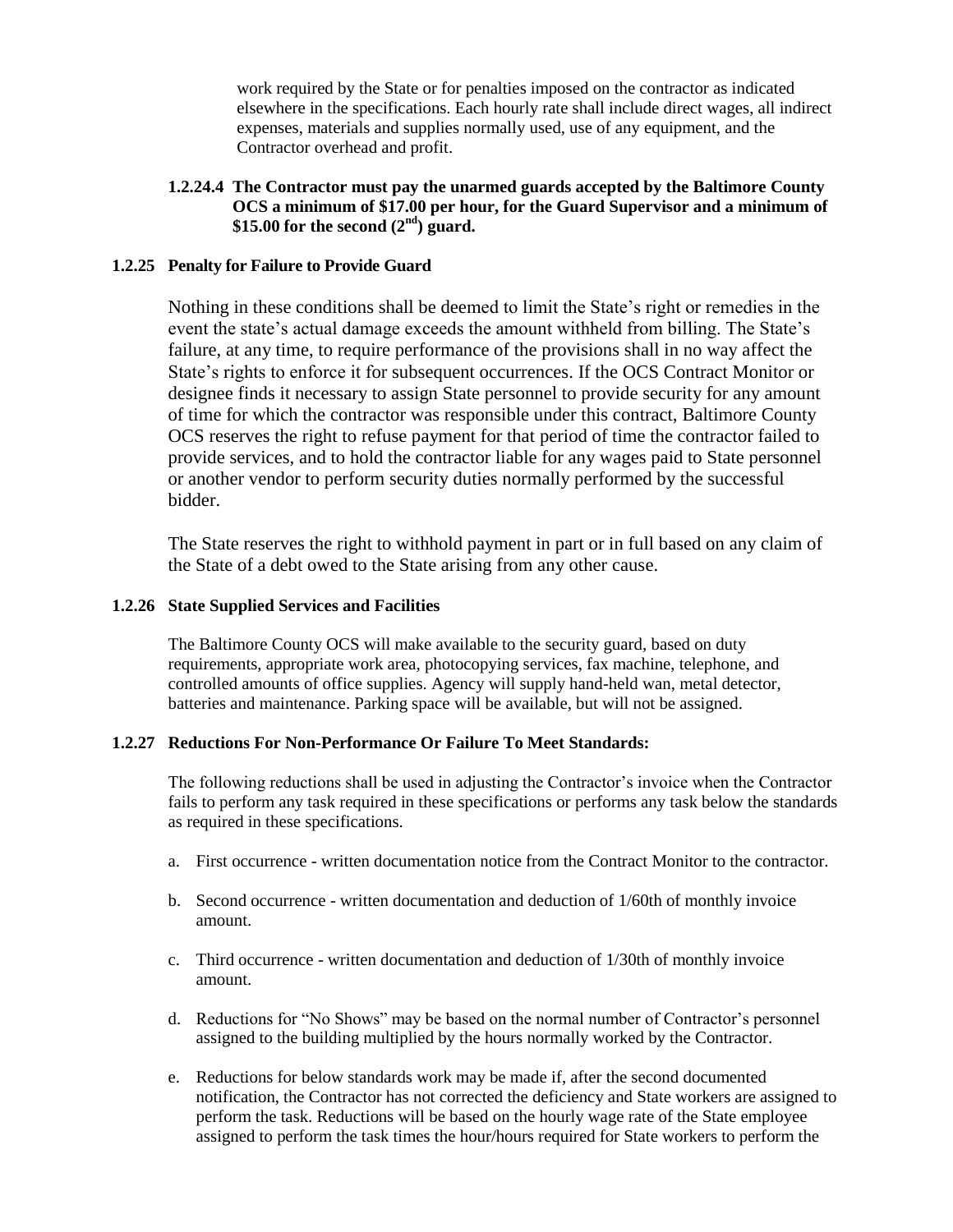work required by the State or for penalties imposed on the contractor as indicated elsewhere in the specifications. Each hourly rate shall include direct wages, all indirect expenses, materials and supplies normally used, use of any equipment, and the Contractor overhead and profit.

**1.2.24.4 The Contractor must pay the unarmed guards accepted by the Baltimore County OCS a minimum of $17.00 per hour, for the Guard Supervisor and a minimum of $15.00 for the second (2nd) guard.**

### 1.2.25 Penalty for Failure to Provide Guard

Nothing in these conditions shall be deemed to limit the State's right or remedies in the event the state's actual damage exceeds the amount withheld from billing. The State's failure, at any time, to require performance of the provisions shall in no way affect the State's rights to enforce it for subsequent occurrences. If the OCS Contract Monitor or designee finds it necessary to assign State personnel to provide security for any amount of time for which the contractor was responsible under this contract, Baltimore County OCS reserves the right to refuse payment for that period of time the contractor failed to provide services, and to hold the contractor liable for any wages paid to State personnel or another vendor to perform security duties normally performed by the successful bidder.

The State reserves the right to withhold payment in part or in full based on any claim of the State of a debt owed to the State arising from any other cause.

### 1.2.26 State Supplied Services and Facilities

The Baltimore County OCS will make available to the security guard, based on duty requirements, appropriate work area, photocopying services, fax machine, telephone, and controlled amounts of office supplies. Agency will supply hand-held wan, metal detector, batteries and maintenance. Parking space will be available, but will not be assigned.

### 1.2.27 Reductions For Non-Performance Or Failure To Meet Standards:

The following reductions shall be used in adjusting the Contractor's invoice when the Contractor fails to perform any task required in these specifications or performs any task below the standards as required in these specifications.

a. First occurrence - written documentation notice from the Contract Monitor to the contractor.

b. Second occurrence - written documentation and deduction of 1/60th of monthly invoice amount.

c. Third occurrence - written documentation and deduction of 1/30th of monthly invoice amount.

d. Reductions for "No Shows" may be based on the normal number of Contractor's personnel assigned to the building multiplied by the hours normally worked by the Contractor.

e. Reductions for below standards work may be made if, after the second documented notification, the Contractor has not corrected the deficiency and State workers are assigned to perform the task. Reductions will be based on the hourly wage rate of the State employee assigned to perform the task times the hour/hours required for State workers to perform the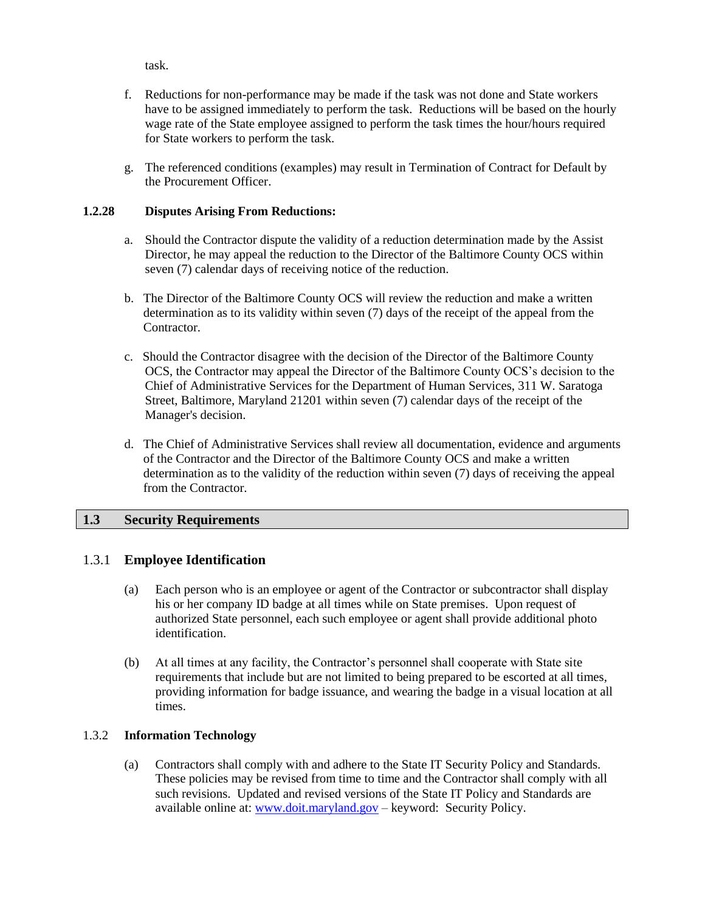task.

f. Reductions for non-performance may be made if the task was not done and State workers have to be assigned immediately to perform the task. Reductions will be based on the hourly wage rate of the State employee assigned to perform the task times the hour/hours required for State workers to perform the task.

g. The referenced conditions (examples) may result in Termination of Contract for Default by the Procurement Officer.

**1.2.28 Disputes Arising From Reductions:**

a. Should the Contractor dispute the validity of a reduction determination made by the Assist Director, he may appeal the reduction to the Director of the Baltimore County OCS within seven (7) calendar days of receiving notice of the reduction.

b. The Director of the Baltimore County OCS will review the reduction and make a written determination as to its validity within seven (7) days of the receipt of the appeal from the Contractor.

c. Should the Contractor disagree with the decision of the Director of the Baltimore County OCS, the Contractor may appeal the Director of the Baltimore County OCS's decision to the Chief of Administrative Services for the Department of Human Services, 311 W. Saratoga Street, Baltimore, Maryland 21201 within seven (7) calendar days of the receipt of the Manager's decision.

d. The Chief of Administrative Services shall review all documentation, evidence and arguments of the Contractor and the Director of the Baltimore County OCS and make a written determination as to the validity of the reduction within seven (7) days of receiving the appeal from the Contractor.

## 1.3 Security Requirements

### 1.3.1 Employee Identification

(a) Each person who is an employee or agent of the Contractor or subcontractor shall display his or her company ID badge at all times while on State premises. Upon request of authorized State personnel, each such employee or agent shall provide additional photo identification.

(b) At all times at any facility, the Contractor's personnel shall cooperate with State site requirements that include but are not limited to being prepared to be escorted at all times, providing information for badge issuance, and wearing the badge in a visual location at all times.

### 1.3.2 Information Technology

(a) Contractors shall comply with and adhere to the State IT Security Policy and Standards. These policies may be revised from time to time and the Contractor shall comply with all such revisions. Updated and revised versions of the State IT Policy and Standards are available online at: www.doit.maryland.gov – keyword: Security Policy.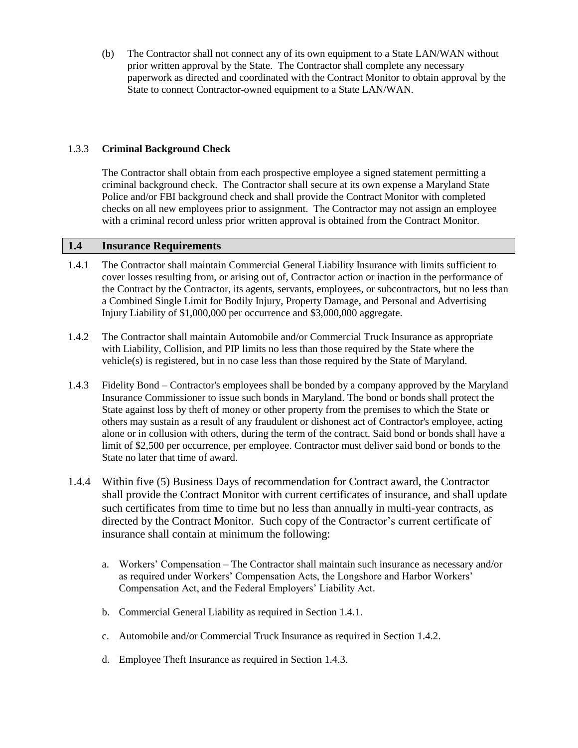(b) The Contractor shall not connect any of its own equipment to a State LAN/WAN without prior written approval by the State. The Contractor shall complete any necessary paperwork as directed and coordinated with the Contract Monitor to obtain approval by the State to connect Contractor-owned equipment to a State LAN/WAN.

#### 1.3.3 **Criminal Background Check**

The Contractor shall obtain from each prospective employee a signed statement permitting a criminal background check. The Contractor shall secure at its own expense a Maryland State Police and/or FBI background check and shall provide the Contract Monitor with completed checks on all new employees prior to assignment. The Contractor may not assign an employee with a criminal record unless prior written approval is obtained from the Contract Monitor.

### 1.4 Insurance Requirements

1.4.1 The Contractor shall maintain Commercial General Liability Insurance with limits sufficient to cover losses resulting from, or arising out of, Contractor action or inaction in the performance of the Contract by the Contractor, its agents, servants, employees, or subcontractors, but no less than a Combined Single Limit for Bodily Injury, Property Damage, and Personal and Advertising Injury Liability of $1,000,000 per occurrence and $3,000,000 aggregate.

1.4.2 The Contractor shall maintain Automobile and/or Commercial Truck Insurance as appropriate with Liability, Collision, and PIP limits no less than those required by the State where the vehicle(s) is registered, but in no case less than those required by the State of Maryland.

1.4.3 Fidelity Bond – Contractor's employees shall be bonded by a company approved by the Maryland Insurance Commissioner to issue such bonds in Maryland. The bond or bonds shall protect the State against loss by theft of money or other property from the premises to which the State or others may sustain as a result of any fraudulent or dishonest act of Contractor's employee, acting alone or in collusion with others, during the term of the contract. Said bond or bonds shall have a limit of $2,500 per occurrence, per employee. Contractor must deliver said bond or bonds to the State no later that time of award.

1.4.4 Within five (5) Business Days of recommendation for Contract award, the Contractor shall provide the Contract Monitor with current certificates of insurance, and shall update such certificates from time to time but no less than annually in multi-year contracts, as directed by the Contract Monitor. Such copy of the Contractor's current certificate of insurance shall contain at minimum the following:

a. Workers' Compensation – The Contractor shall maintain such insurance as necessary and/or as required under Workers' Compensation Acts, the Longshore and Harbor Workers' Compensation Act, and the Federal Employers' Liability Act.

b. Commercial General Liability as required in Section 1.4.1.

c. Automobile and/or Commercial Truck Insurance as required in Section 1.4.2.

d. Employee Theft Insurance as required in Section 1.4.3.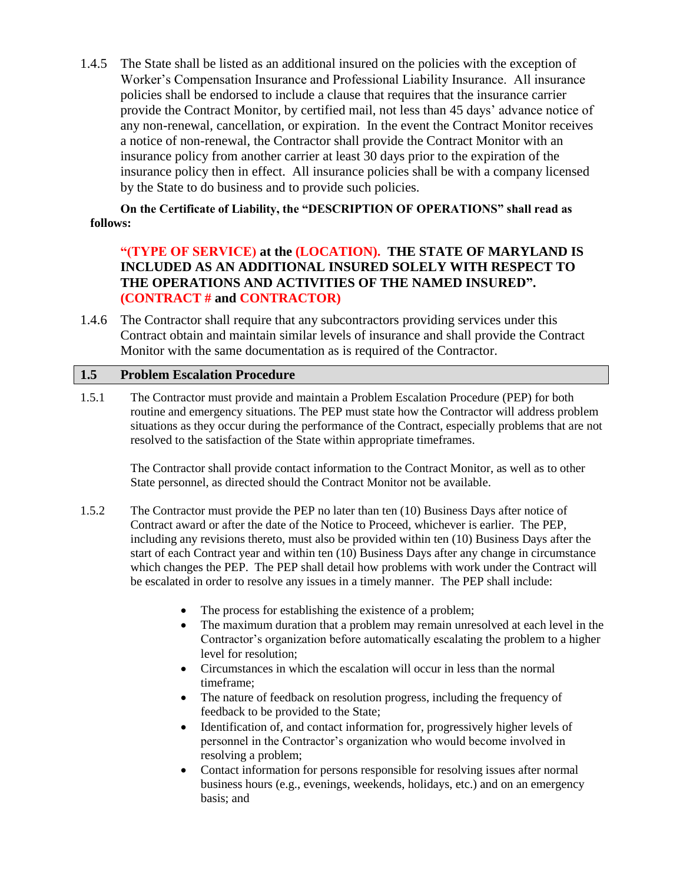1.4.5 The State shall be listed as an additional insured on the policies with the exception of Worker's Compensation Insurance and Professional Liability Insurance. All insurance policies shall be endorsed to include a clause that requires that the insurance carrier provide the Contract Monitor, by certified mail, not less than 45 days' advance notice of any non-renewal, cancellation, or expiration. In the event the Contract Monitor receives a notice of non-renewal, the Contractor shall provide the Contract Monitor with an insurance policy from another carrier at least 30 days prior to the expiration of the insurance policy then in effect. All insurance policies shall be with a company licensed by the State to do business and to provide such policies.

**On the Certificate of Liability, the "DESCRIPTION OF OPERATIONS" shall read as follows:**

**"(TYPE OF SERVICE) at the (LOCATION). THE STATE OF MARYLAND IS INCLUDED AS AN ADDITIONAL INSURED SOLELY WITH RESPECT TO THE OPERATIONS AND ACTIVITIES OF THE NAMED INSURED". (CONTRACT # and CONTRACTOR)**

1.4.6 The Contractor shall require that any subcontractors providing services under this Contract obtain and maintain similar levels of insurance and shall provide the Contract Monitor with the same documentation as is required of the Contractor.

## 1.5 Problem Escalation Procedure

1.5.1 The Contractor must provide and maintain a Problem Escalation Procedure (PEP) for both routine and emergency situations. The PEP must state how the Contractor will address problem situations as they occur during the performance of the Contract, especially problems that are not resolved to the satisfaction of the State within appropriate timeframes.

The Contractor shall provide contact information to the Contract Monitor, as well as to other State personnel, as directed should the Contract Monitor not be available.

1.5.2 The Contractor must provide the PEP no later than ten (10) Business Days after notice of Contract award or after the date of the Notice to Proceed, whichever is earlier. The PEP, including any revisions thereto, must also be provided within ten (10) Business Days after the start of each Contract year and within ten (10) Business Days after any change in circumstance which changes the PEP. The PEP shall detail how problems with work under the Contract will be escalated in order to resolve any issues in a timely manner. The PEP shall include:

- The process for establishing the existence of a problem;
- The maximum duration that a problem may remain unresolved at each level in the Contractor's organization before automatically escalating the problem to a higher level for resolution;
- Circumstances in which the escalation will occur in less than the normal timeframe;
- The nature of feedback on resolution progress, including the frequency of feedback to be provided to the State;
- Identification of, and contact information for, progressively higher levels of personnel in the Contractor's organization who would become involved in resolving a problem;
- Contact information for persons responsible for resolving issues after normal business hours (e.g., evenings, weekends, holidays, etc.) and on an emergency basis; and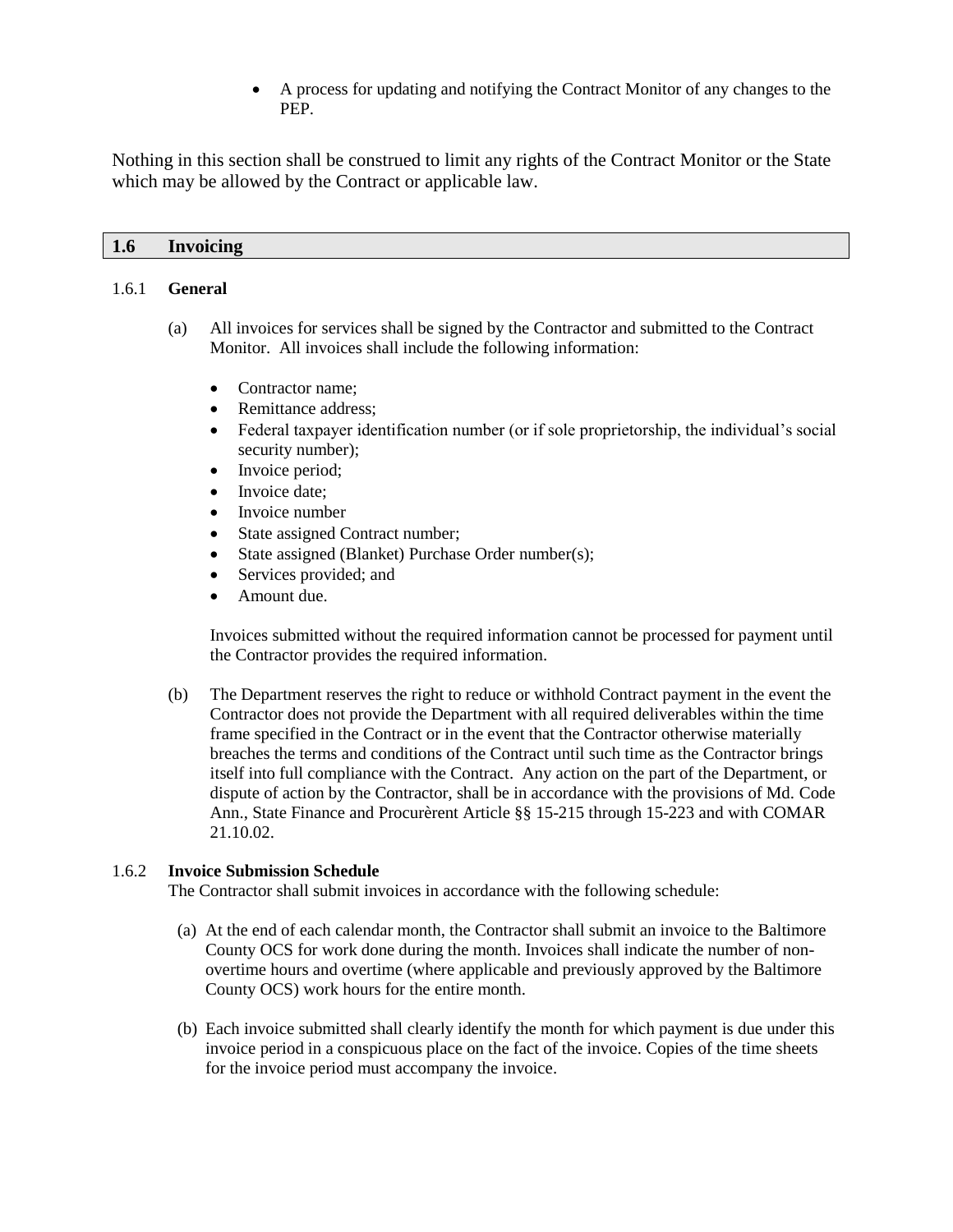- A process for updating and notifying the Contract Monitor of any changes to the PEP.

Nothing in this section shall be construed to limit any rights of the Contract Monitor or the State which may be allowed by the Contract or applicable law.

## 1.6 Invoicing

### 1.6.1 General

(a) All invoices for services shall be signed by the Contractor and submitted to the Contract Monitor. All invoices shall include the following information:

- Contractor name;
- Remittance address;
- Federal taxpayer identification number (or if sole proprietorship, the individual's social security number);
- Invoice period;
- Invoice date;
- Invoice number
- State assigned Contract number;
- State assigned (Blanket) Purchase Order number(s);
- Services provided; and
- Amount due.

Invoices submitted without the required information cannot be processed for payment until the Contractor provides the required information.

(b) The Department reserves the right to reduce or withhold Contract payment in the event the Contractor does not provide the Department with all required deliverables within the time frame specified in the Contract or in the event that the Contractor otherwise materially breaches the terms and conditions of the Contract until such time as the Contractor brings itself into full compliance with the Contract. Any action on the part of the Department, or dispute of action by the Contractor, shall be in accordance with the provisions of Md. Code Ann., State Finance and Procurèrent Article §§ 15-215 through 15-223 and with COMAR 21.10.02.

### 1.6.2 Invoice Submission Schedule

The Contractor shall submit invoices in accordance with the following schedule:

(a) At the end of each calendar month, the Contractor shall submit an invoice to the Baltimore County OCS for work done during the month. Invoices shall indicate the number of non-overtime hours and overtime (where applicable and previously approved by the Baltimore County OCS) work hours for the entire month.

(b) Each invoice submitted shall clearly identify the month for which payment is due under this invoice period in a conspicuous place on the fact of the invoice. Copies of the time sheets for the invoice period must accompany the invoice.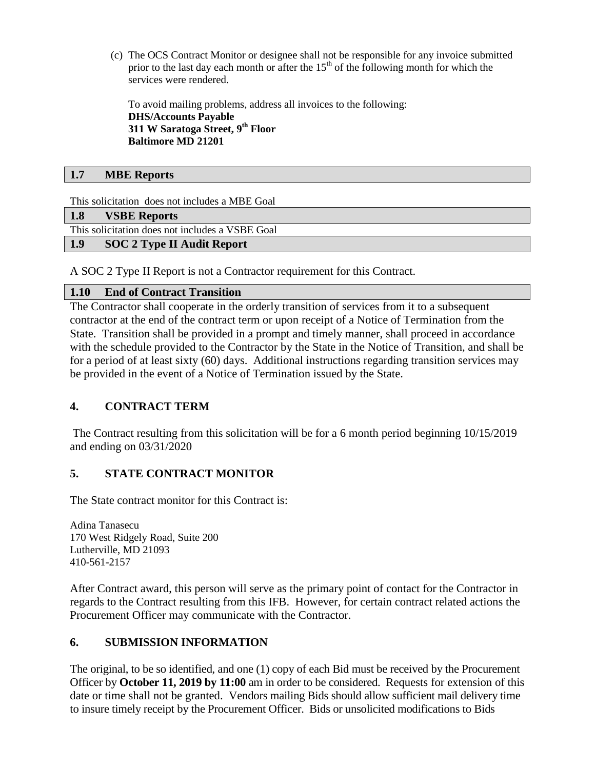(c) The OCS Contract Monitor or designee shall not be responsible for any invoice submitted prior to the last day each month or after the 15th of the following month for which the services were rendered.

To avoid mailing problems, address all invoices to the following:
**DHS/Accounts Payable**
**311 W Saratoga Street, 9th Floor**
**Baltimore MD 21201**

### 1.7 MBE Reports

This solicitation does not includes a MBE Goal

### 1.8 VSBE Reports

This solicitation does not includes a VSBE Goal

### 1.9 SOC 2 Type II Audit Report

A SOC 2 Type II Report is not a Contractor requirement for this Contract.

### 1.10 End of Contract Transition

The Contractor shall cooperate in the orderly transition of services from it to a subsequent contractor at the end of the contract term or upon receipt of a Notice of Termination from the State. Transition shall be provided in a prompt and timely manner, shall proceed in accordance with the schedule provided to the Contractor by the State in the Notice of Transition, and shall be for a period of at least sixty (60) days. Additional instructions regarding transition services may be provided in the event of a Notice of Termination issued by the State.

## 4. CONTRACT TERM

The Contract resulting from this solicitation will be for a 6 month period beginning 10/15/2019 and ending on 03/31/2020

## 5. STATE CONTRACT MONITOR

The State contract monitor for this Contract is:

Adina Tanasecu
170 West Ridgely Road, Suite 200
Lutherville, MD 21093
410-561-2157

After Contract award, this person will serve as the primary point of contact for the Contractor in regards to the Contract resulting from this IFB. However, for certain contract related actions the Procurement Officer may communicate with the Contractor.

## 6. SUBMISSION INFORMATION

The original, to be so identified, and one (1) copy of each Bid must be received by the Procurement Officer by **October 11, 2019 by 11:00** am in order to be considered. Requests for extension of this date or time shall not be granted. Vendors mailing Bids should allow sufficient mail delivery time to insure timely receipt by the Procurement Officer. Bids or unsolicited modifications to Bids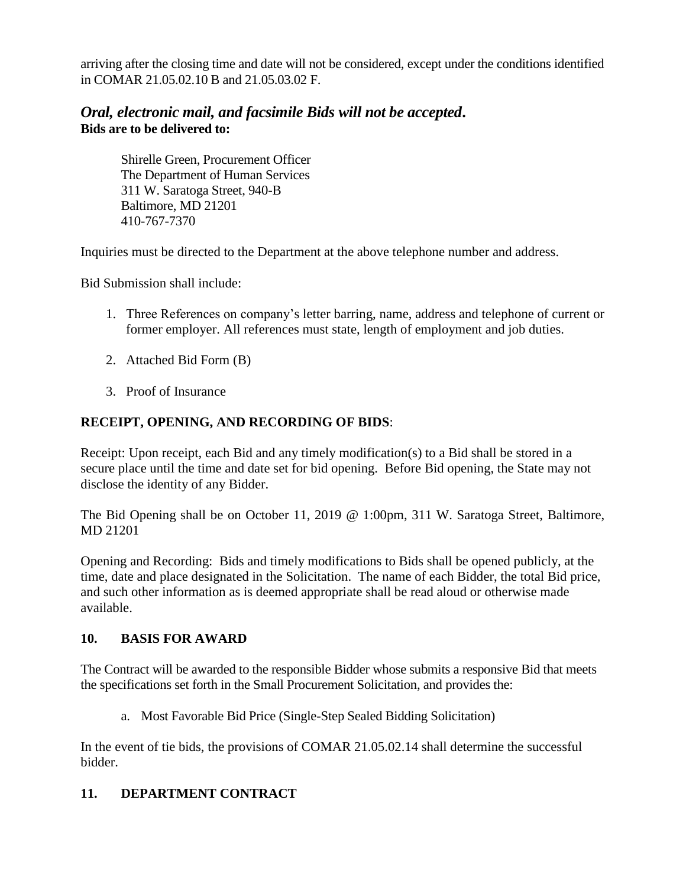arriving after the closing time and date will not be considered, except under the conditions identified in COMAR 21.05.02.10 B and 21.05.03.02 F.

***Oral, electronic mail, and facsimile Bids will not be accepted.***
**Bids are to be delivered to:**

Shirelle Green, Procurement Officer
The Department of Human Services
311 W. Saratoga Street, 940-B
Baltimore, MD 21201
410-767-7370

Inquiries must be directed to the Department at the above telephone number and address.

Bid Submission shall include:

1. Three References on company's letter barring, name, address and telephone of current or former employer. All references must state, length of employment and job duties.

2. Attached Bid Form (B)

3. Proof of Insurance

**RECEIPT, OPENING, AND RECORDING OF BIDS**:

Receipt: Upon receipt, each Bid and any timely modification(s) to a Bid shall be stored in a secure place until the time and date set for bid opening. Before Bid opening, the State may not disclose the identity of any Bidder.

The Bid Opening shall be on October 11, 2019 @ 1:00pm, 311 W. Saratoga Street, Baltimore, MD 21201

Opening and Recording: Bids and timely modifications to Bids shall be opened publicly, at the time, date and place designated in the Solicitation. The name of each Bidder, the total Bid price, and such other information as is deemed appropriate shall be read aloud or otherwise made available.

## 10. BASIS FOR AWARD

The Contract will be awarded to the responsible Bidder whose submits a responsive Bid that meets the specifications set forth in the Small Procurement Solicitation, and provides the:

a. Most Favorable Bid Price (Single-Step Sealed Bidding Solicitation)

In the event of tie bids, the provisions of COMAR 21.05.02.14 shall determine the successful bidder.

## 11. DEPARTMENT CONTRACT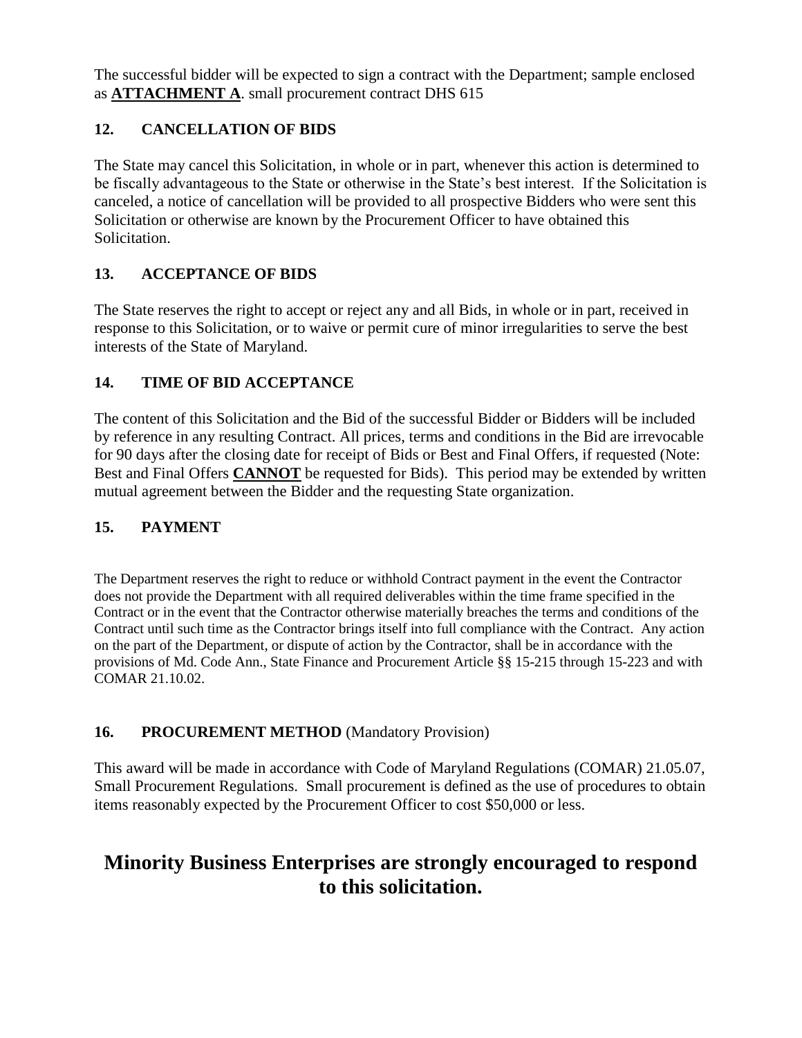The successful bidder will be expected to sign a contract with the Department; sample enclosed as **ATTACHMENT A**. small procurement contract DHS 615

## 12. CANCELLATION OF BIDS

The State may cancel this Solicitation, in whole or in part, whenever this action is determined to be fiscally advantageous to the State or otherwise in the State's best interest. If the Solicitation is canceled, a notice of cancellation will be provided to all prospective Bidders who were sent this Solicitation or otherwise are known by the Procurement Officer to have obtained this Solicitation.

## 13. ACCEPTANCE OF BIDS

The State reserves the right to accept or reject any and all Bids, in whole or in part, received in response to this Solicitation, or to waive or permit cure of minor irregularities to serve the best interests of the State of Maryland.

## 14. TIME OF BID ACCEPTANCE

The content of this Solicitation and the Bid of the successful Bidder or Bidders will be included by reference in any resulting Contract. All prices, terms and conditions in the Bid are irrevocable for 90 days after the closing date for receipt of Bids or Best and Final Offers, if requested (Note: Best and Final Offers **CANNOT** be requested for Bids). This period may be extended by written mutual agreement between the Bidder and the requesting State organization.

## 15. PAYMENT

The Department reserves the right to reduce or withhold Contract payment in the event the Contractor does not provide the Department with all required deliverables within the time frame specified in the Contract or in the event that the Contractor otherwise materially breaches the terms and conditions of the Contract until such time as the Contractor brings itself into full compliance with the Contract. Any action on the part of the Department, or dispute of action by the Contractor, shall be in accordance with the provisions of Md. Code Ann., State Finance and Procurement Article §§ 15-215 through 15-223 and with COMAR 21.10.02.

## 16. PROCUREMENT METHOD (Mandatory Provision)

This award will be made in accordance with Code of Maryland Regulations (COMAR) 21.05.07, Small Procurement Regulations. Small procurement is defined as the use of procedures to obtain items reasonably expected by the Procurement Officer to cost $50,000 or less.

# Minority Business Enterprises are strongly encouraged to respond to this solicitation.